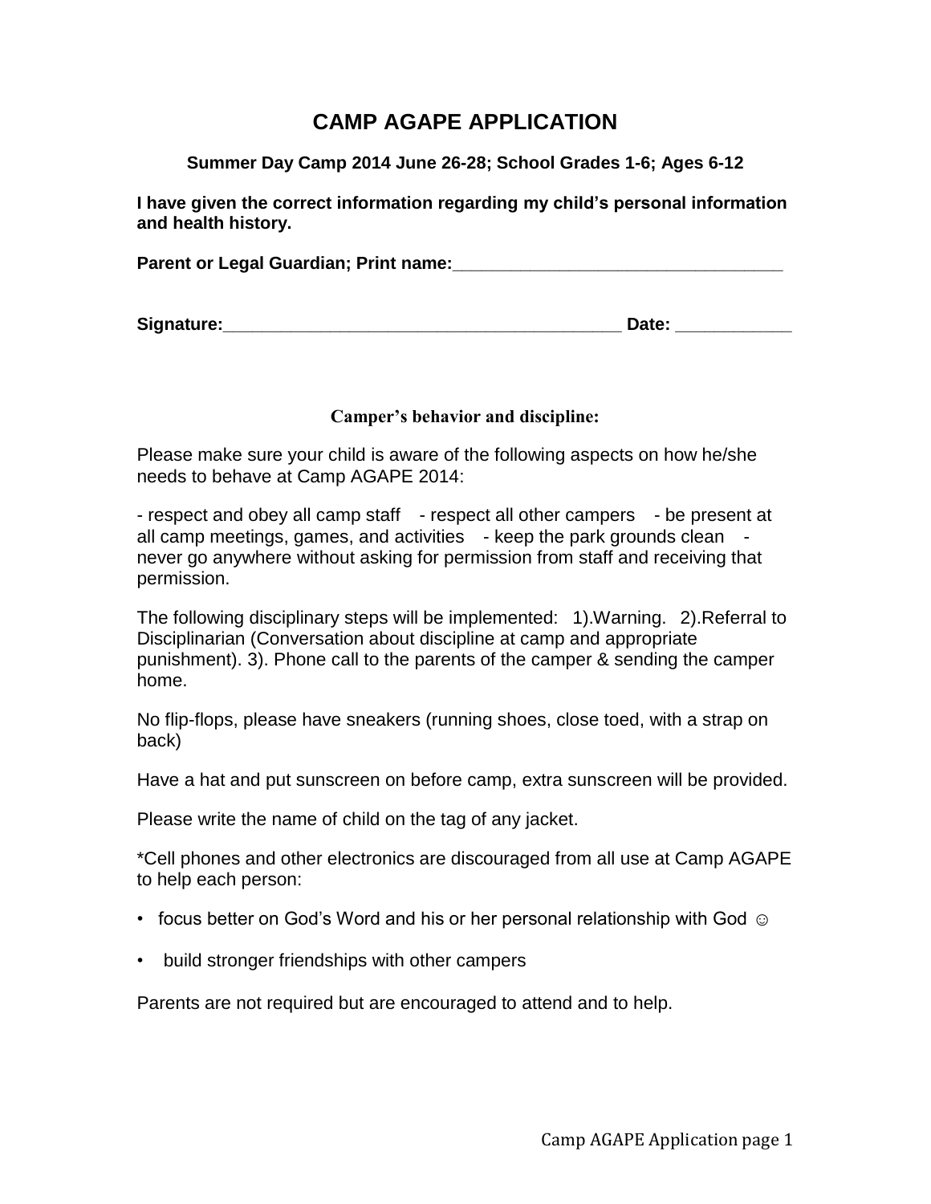# CAMP AGAPE APPLICATION

**Summer Day Camp 2014 June 26-28; School Grades 1-6; Ages 6-12**

**I have given the correct information regarding my child's personal information and health history.**

**Parent or Legal Guardian; Print name:**__________________________________

**Signature:**__________________________________________ **Date:** ____________

**Camper's behavior and discipline:**

Please make sure your child is aware of the following aspects on how he/she needs to behave at Camp AGAPE 2014:

- respect and obey all camp staff - respect all other campers - be present at all camp meetings, games, and activities - keep the park grounds clean - never go anywhere without asking for permission from staff and receiving that permission.

The following disciplinary steps will be implemented: 1).Warning. 2).Referral to Disciplinarian (Conversation about discipline at camp and appropriate punishment). 3). Phone call to the parents of the camper & sending the camper home.

No flip-flops, please have sneakers (running shoes, close toed, with a strap on back)

Have a hat and put sunscreen on before camp, extra sunscreen will be provided.

Please write the name of child on the tag of any jacket.

*Cell phones and other electronics are discouraged from all use at Camp AGAPE to help each person:

- focus better on God's Word and his or her personal relationship with God ☺
- build stronger friendships with other campers

Parents are not required but are encouraged to attend and to help.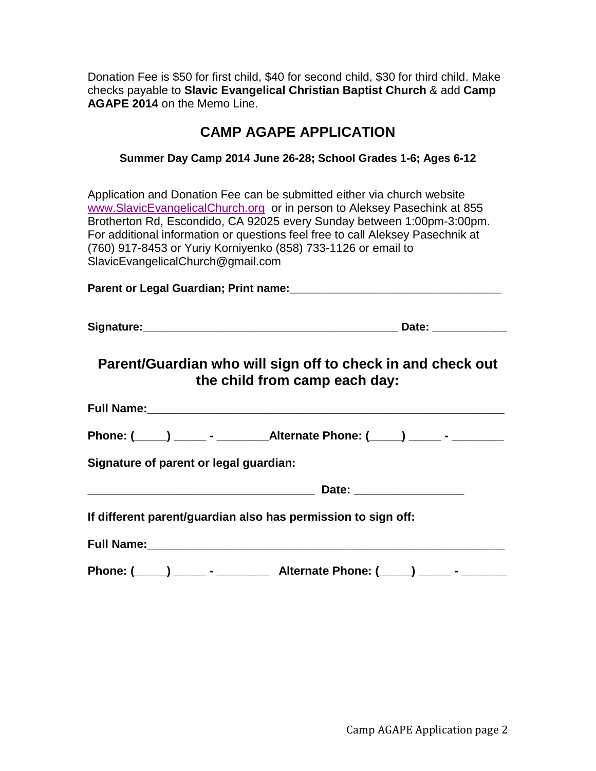Donation Fee is $50 for first child, $40 for second child, $30 for third child. Make checks payable to **Slavic Evangelical Christian Baptist Church** & add **Camp AGAPE 2014** on the Memo Line.

## CAMP AGAPE APPLICATION

**Summer Day Camp 2014 June 26-28; School Grades 1-6; Ages 6-12**

Application and Donation Fee can be submitted either via church website [www.SlavicEvangelicalChurch.org](http://www.SlavicEvangelicalChurch.org) or in person to Aleksey Pasechink at 855 Brotherton Rd, Escondido, CA 92025 every Sunday between 1:00pm-3:00pm. For additional information or questions feel free to call Aleksey Pasechnik at (760) 917-8453 or Yuriy Korniyenko (858) 733-1126 or email to SlavicEvangelicalChurch@gmail.com

**Parent or Legal Guardian; Print name:**_________________________________

**Signature:**________________________________________ **Date:** ____________

## Parent/Guardian who will sign off to check in and check out the child from camp each day:

**Full Name:**________________________________________________________

**Phone: (_____) _____ - ________Alternate Phone: (_____) _____ - ________**

**Signature of parent or legal guardian:**

___________________________________ **Date:** _________________

**If different parent/guardian also has permission to sign off:**

**Full Name:**________________________________________________________

**Phone: (_____) _____ - ________ Alternate Phone: (_____) _____ - _______**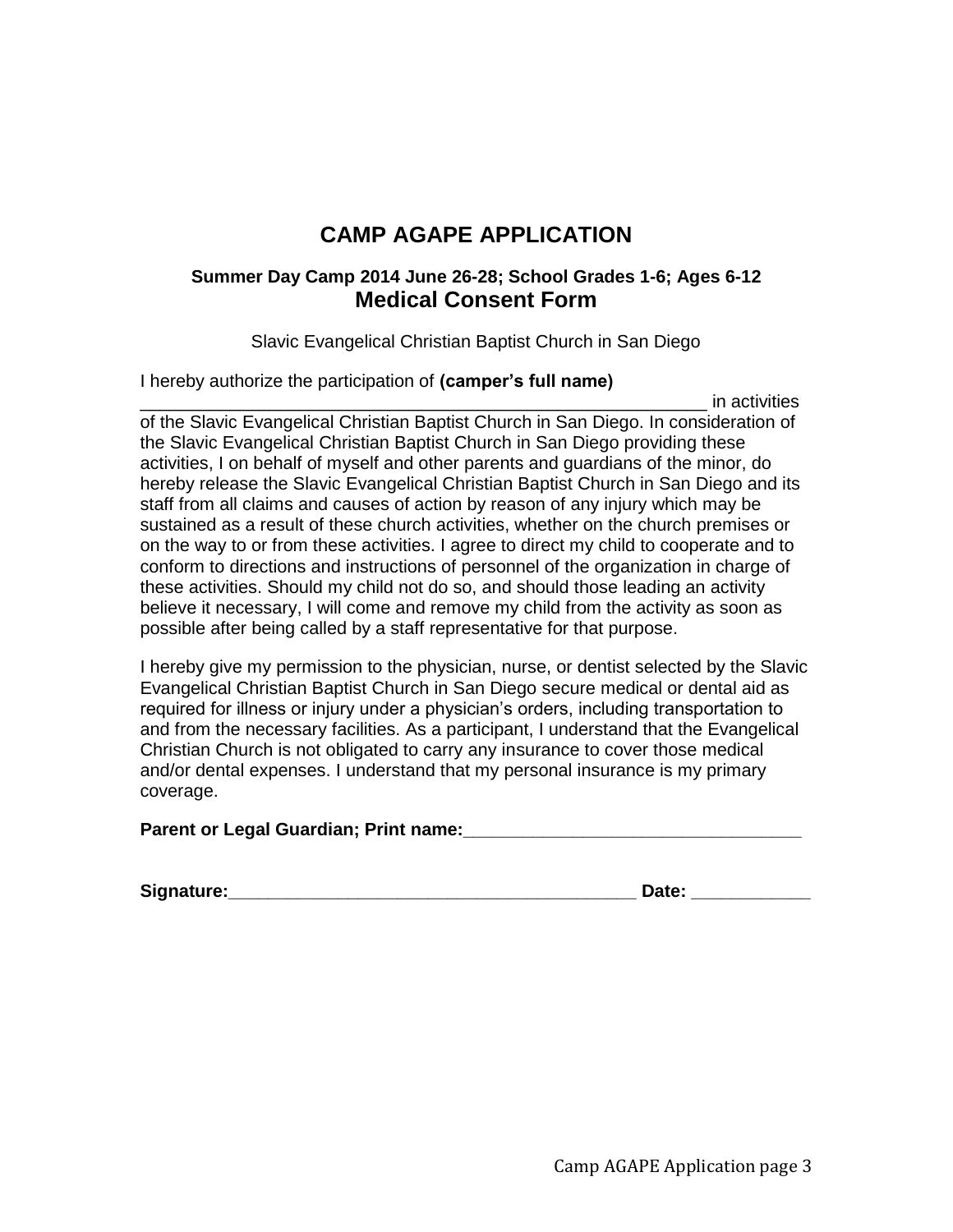# CAMP AGAPE APPLICATION

### Summer Day Camp 2014 June 26-28; School Grades 1-6; Ages 6-12

## Medical Consent Form

Slavic Evangelical Christian Baptist Church in San Diego

I hereby authorize the participation of **(camper's full name)** ____________________________________________________________ in activities of the Slavic Evangelical Christian Baptist Church in San Diego. In consideration of the Slavic Evangelical Christian Baptist Church in San Diego providing these activities, I on behalf of myself and other parents and guardians of the minor, do hereby release the Slavic Evangelical Christian Baptist Church in San Diego and its staff from all claims and causes of action by reason of any injury which may be sustained as a result of these church activities, whether on the church premises or on the way to or from these activities. I agree to direct my child to cooperate and to conform to directions and instructions of personnel of the organization in charge of these activities. Should my child not do so, and should those leading an activity believe it necessary, I will come and remove my child from the activity as soon as possible after being called by a staff representative for that purpose.

I hereby give my permission to the physician, nurse, or dentist selected by the Slavic Evangelical Christian Baptist Church in San Diego secure medical or dental aid as required for illness or injury under a physician's orders, including transportation to and from the necessary facilities. As a participant, I understand that the Evangelical Christian Church is not obligated to carry any insurance to cover those medical and/or dental expenses. I understand that my personal insurance is my primary coverage.

**Parent or Legal Guardian; Print name:**___________________________________

**Signature:**___________________________________________ **Date:** ____________